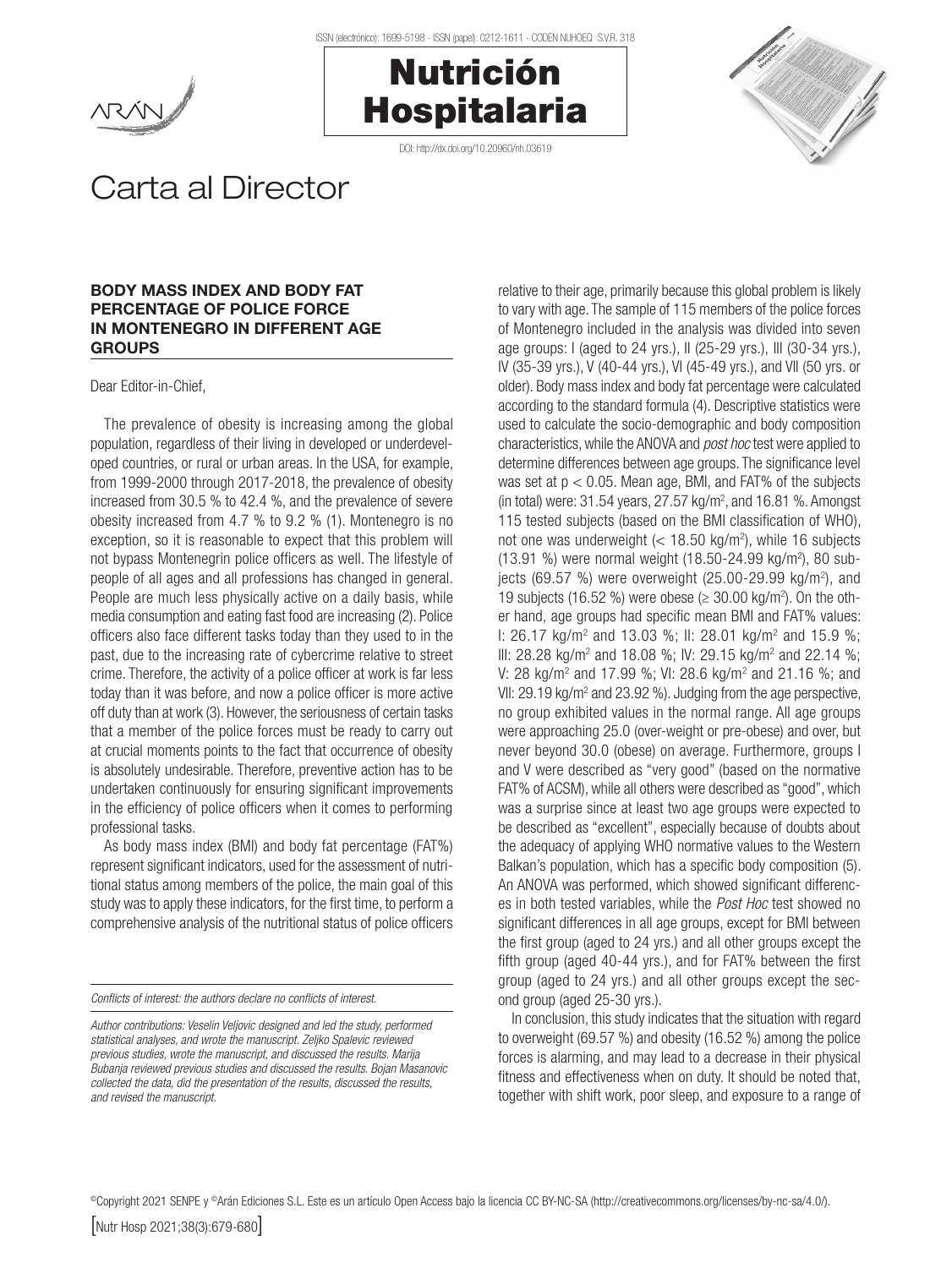# Carta al Director

## BODY MASS INDEX AND BODY FAT PERCENTAGE OF POLICE FORCE IN MONTENEGRO IN DIFFERENT AGE GROUPS

Dear Editor-in-Chief,

The prevalence of obesity is increasing among the global population, regardless of their living in developed or underdeveloped countries, or rural or urban areas. In the USA, for example, from 1999-2000 through 2017-2018, the prevalence of obesity increased from 30.5 % to 42.4 %, and the prevalence of severe obesity increased from 4.7 % to 9.2 % (1). Montenegro is no exception, so it is reasonable to expect that this problem will not bypass Montenegrin police officers as well. The lifestyle of people of all ages and all professions has changed in general. People are much less physically active on a daily basis, while media consumption and eating fast food are increasing (2). Police officers also face different tasks today than they used to in the past, due to the increasing rate of cybercrime relative to street crime. Therefore, the activity of a police officer at work is far less today than it was before, and now a police officer is more active off duty than at work (3). However, the seriousness of certain tasks that a member of the police forces must be ready to carry out at crucial moments points to the fact that occurrence of obesity is absolutely undesirable. Therefore, preventive action has to be undertaken continuously for ensuring significant improvements in the efficiency of police officers when it comes to performing professional tasks.

As body mass index (BMI) and body fat percentage (FAT%) represent significant indicators, used for the assessment of nutritional status among members of the police, the main goal of this study was to apply these indicators, for the first time, to perform a comprehensive analysis of the nutritional status of police officers relative to their age, primarily because this global problem is likely to vary with age. The sample of 115 members of the police forces of Montenegro included in the analysis was divided into seven age groups: I (aged to 24 yrs.), II (25-29 yrs.), III (30-34 yrs.), IV (35-39 yrs.), V (40-44 yrs.), VI (45-49 yrs.), and VII (50 yrs. or older). Body mass index and body fat percentage were calculated according to the standard formula (4). Descriptive statistics were used to calculate the socio-demographic and body composition characteristics, while the ANOVA and *post hoc* test were applied to determine differences between age groups. The significance level was set at $p < 0.05$. Mean age, BMI, and FAT% of the subjects (in total) were: 31.54 years, 27.57 kg/m$^2$, and 16.81 %. Amongst 115 tested subjects (based on the BMI classification of WHO), not one was underweight (< 18.50 kg/m$^2$), while 16 subjects (13.91 %) were normal weight (18.50-24.99 kg/m$^2$), 80 subjects (69.57 %) were overweight (25.00-29.99 kg/m$^2$), and 19 subjects (16.52 %) were obese (≥ 30.00 kg/m$^2$). On the other hand, age groups had specific mean BMI and FAT% values: I: 26.17 kg/m$^2$ and 13.03 %; II: 28.01 kg/m$^2$ and 15.9 %; III: 28.28 kg/m$^2$ and 18.08 %; IV: 29.15 kg/m$^2$ and 22.14 %; V: 28 kg/m$^2$ and 17.99 %; VI: 28.6 kg/m$^2$ and 21.16 %; and VII: 29.19 kg/m$^2$ and 23.92 %). Judging from the age perspective, no group exhibited values in the normal range. All age groups were approaching 25.0 (over-weight or pre-obese) and over, but never beyond 30.0 (obese) on average. Furthermore, groups I and V were described as "very good" (based on the normative FAT% of ACSM), while all others were described as "good", which was a surprise since at least two age groups were expected to be described as "excellent", especially because of doubts about the adequacy of applying WHO normative values to the Western Balkan's population, which has a specific body composition (5). An ANOVA was performed, which showed significant differences in both tested variables, while the *Post Hoc* test showed no significant differences in all age groups, except for BMI between the first group (aged to 24 yrs.) and all other groups except the fifth group (aged 40-44 yrs.), and for FAT% between the first group (aged to 24 yrs.) and all other groups except the second group (aged 25-30 yrs.).

In conclusion, this study indicates that the situation with regard to overweight (69.57 %) and obesity (16.52 %) among the police forces is alarming, and may lead to a decrease in their physical fitness and effectiveness when on duty. It should be noted that, together with shift work, poor sleep, and exposure to a range of

---

*Conflicts of interest: the authors declare no conflicts of interest.*

*Author contributions: Veselin Veljovic designed and led the study, performed statistical analyses, and wrote the manuscript. Zeljko Spalevic reviewed previous studies, wrote the manuscript, and discussed the results. Marija Bubanja reviewed previous studies and discussed the results. Bojan Masanovic collected the data, did the presentation of the results, discussed the results, and revised the manuscript.*

©Copyright 2021 SENPE y ©Arán Ediciones S.L. Este es un artículo Open Access bajo la licencia CC BY-NC-SA (http://creativecommons.org/licenses/by-nc-sa/4.0/).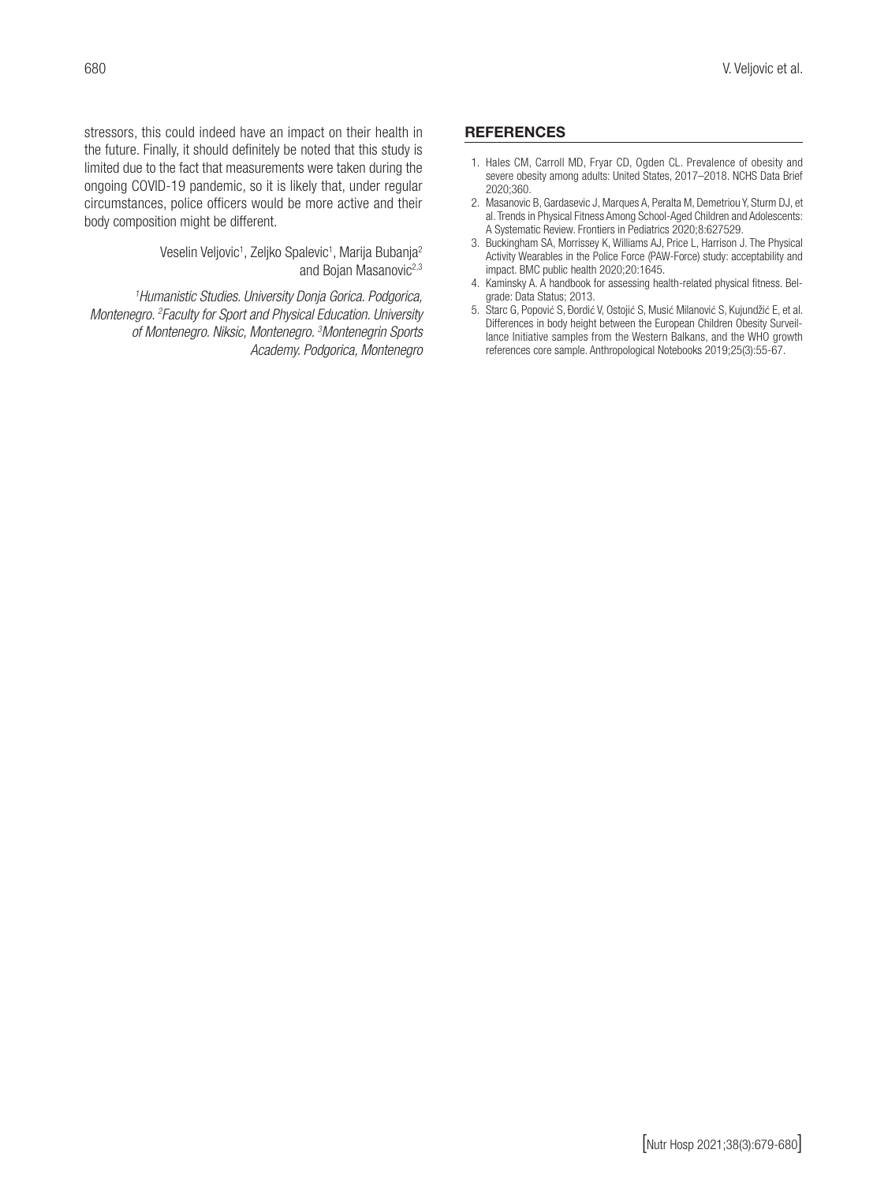stressors, this could indeed have an impact on their health in the future. Finally, it should definitely be noted that this study is limited due to the fact that measurements were taken during the ongoing COVID-19 pandemic, so it is likely that, under regular circumstances, police officers would be more active and their body composition might be different.

Veselin Veljovic[1], Zeljko Spalevic[1], Marija Bubanja[2] and Bojan Masanovic[2,3]

*[1]Humanistic Studies. University Donja Gorica. Podgorica, Montenegro. [2]Faculty for Sport and Physical Education. University of Montenegro. Niksic, Montenegro. [3]Montenegrin Sports Academy. Podgorica, Montenegro*

## REFERENCES

1. Hales CM, Carroll MD, Fryar CD, Ogden CL. Prevalence of obesity and severe obesity among adults: United States, 2017–2018. NCHS Data Brief 2020;360.
2. Masanovic B, Gardasevic J, Marques A, Peralta M, Demetriou Y, Sturm DJ, et al. Trends in Physical Fitness Among School-Aged Children and Adolescents: A Systematic Review. Frontiers in Pediatrics 2020;8:627529.
3. Buckingham SA, Morrissey K, Williams AJ, Price L, Harrison J. The Physical Activity Wearables in the Police Force (PAW-Force) study: acceptability and impact. BMC public health 2020;20:1645.
4. Kaminsky A. A handbook for assessing health-related physical fitness. Belgrade: Data Status; 2013.
5. Starc G, Popović S, Đordić V, Ostojić S, Musić Milanović S, Kujundžić E, et al. Differences in body height between the European Children Obesity Surveillance Initiative samples from the Western Balkans, and the WHO growth references core sample. Anthropological Notebooks 2019;25(3):55-67.